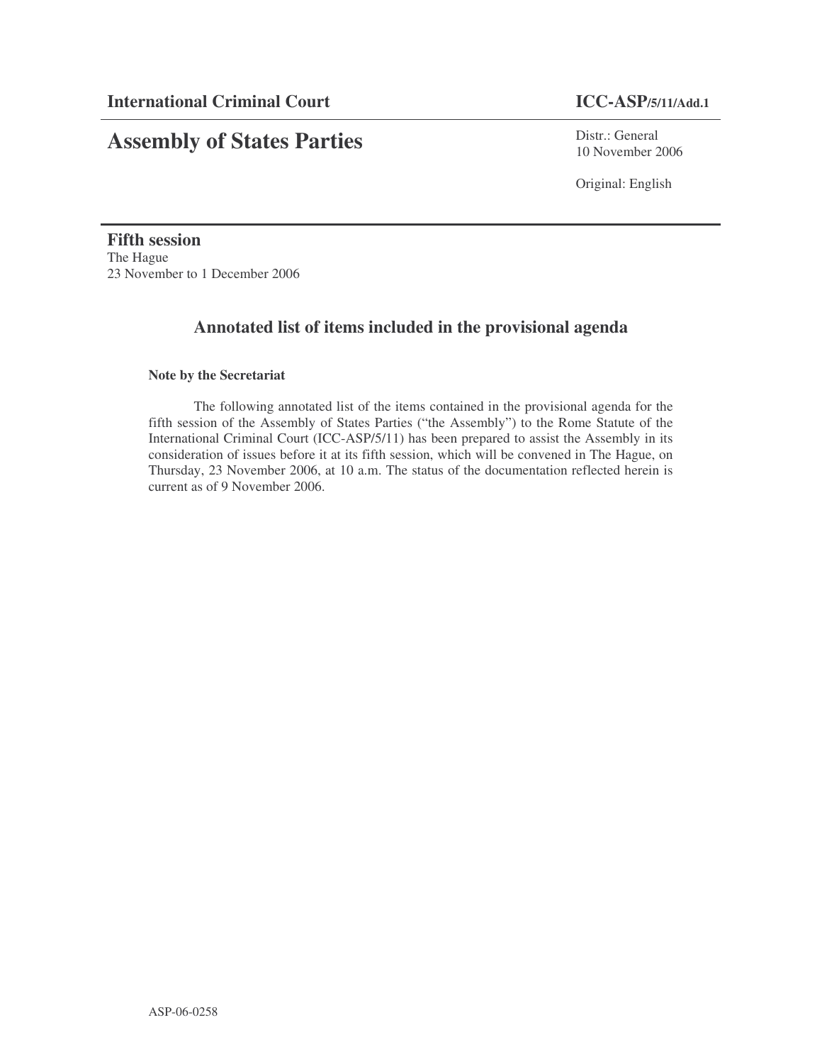**International Criminal Court** **ICC-ASP/5/11/Add.1**

# Assembly of States Parties

Distr.: General
10 November 2006

Original: English

## Fifth session

The Hague
23 November to 1 December 2006

## Annotated list of items included in the provisional agenda

**Note by the Secretariat**

The following annotated list of the items contained in the provisional agenda for the fifth session of the Assembly of States Parties ("the Assembly") to the Rome Statute of the International Criminal Court (ICC-ASP/5/11) has been prepared to assist the Assembly in its consideration of issues before it at its fifth session, which will be convened in The Hague, on Thursday, 23 November 2006, at 10 a.m. The status of the documentation reflected herein is current as of 9 November 2006.

ASP-06-0258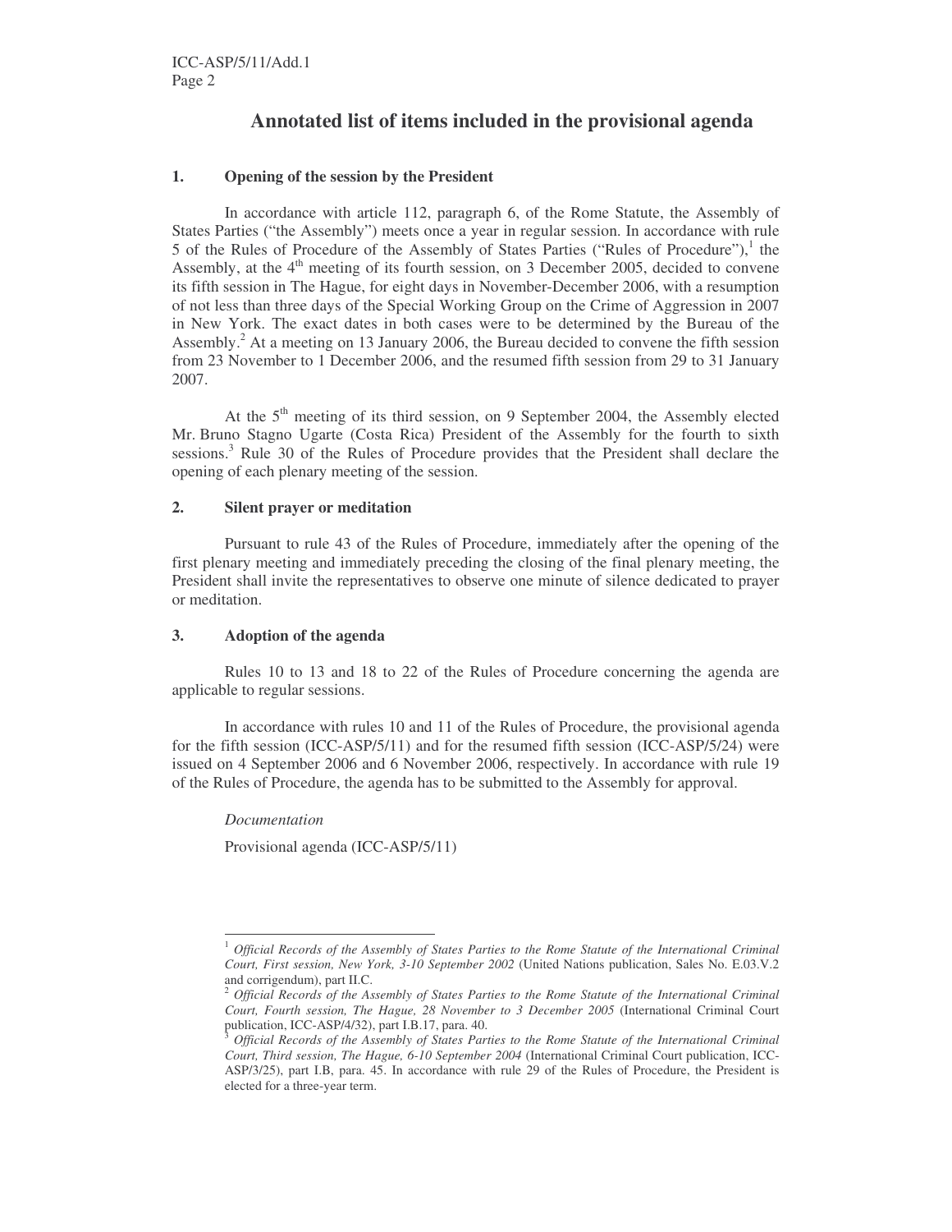# Annotated list of items included in the provisional agenda

## 1. Opening of the session by the President

In accordance with article 112, paragraph 6, of the Rome Statute, the Assembly of States Parties ("the Assembly") meets once a year in regular session. In accordance with rule 5 of the Rules of Procedure of the Assembly of States Parties ("Rules of Procedure"),[1] the Assembly, at the 4th meeting of its fourth session, on 3 December 2005, decided to convene its fifth session in The Hague, for eight days in November-December 2006, with a resumption of not less than three days of the Special Working Group on the Crime of Aggression in 2007 in New York. The exact dates in both cases were to be determined by the Bureau of the Assembly.[2] At a meeting on 13 January 2006, the Bureau decided to convene the fifth session from 23 November to 1 December 2006, and the resumed fifth session from 29 to 31 January 2007.

At the 5th meeting of its third session, on 9 September 2004, the Assembly elected Mr. Bruno Stagno Ugarte (Costa Rica) President of the Assembly for the fourth to sixth sessions.[3] Rule 30 of the Rules of Procedure provides that the President shall declare the opening of each plenary meeting of the session.

## 2. Silent prayer or meditation

Pursuant to rule 43 of the Rules of Procedure, immediately after the opening of the first plenary meeting and immediately preceding the closing of the final plenary meeting, the President shall invite the representatives to observe one minute of silence dedicated to prayer or meditation.

## 3. Adoption of the agenda

Rules 10 to 13 and 18 to 22 of the Rules of Procedure concerning the agenda are applicable to regular sessions.

In accordance with rules 10 and 11 of the Rules of Procedure, the provisional agenda for the fifth session (ICC-ASP/5/11) and for the resumed fifth session (ICC-ASP/5/24) were issued on 4 September 2006 and 6 November 2006, respectively. In accordance with rule 19 of the Rules of Procedure, the agenda has to be submitted to the Assembly for approval.

*Documentation*

Provisional agenda (ICC-ASP/5/11)

---

[1] *Official Records of the Assembly of States Parties to the Rome Statute of the International Criminal Court, First session, New York, 3-10 September 2002* (United Nations publication, Sales No. E.03.V.2 and corrigendum), part II.C.

[2] *Official Records of the Assembly of States Parties to the Rome Statute of the International Criminal Court, Fourth session, The Hague, 28 November to 3 December 2005* (International Criminal Court publication, ICC-ASP/4/32), part I.B.17, para. 40.

[3] *Official Records of the Assembly of States Parties to the Rome Statute of the International Criminal Court, Third session, The Hague, 6-10 September 2004* (International Criminal Court publication, ICC-ASP/3/25), part I.B, para. 45. In accordance with rule 29 of the Rules of Procedure, the President is elected for a three-year term.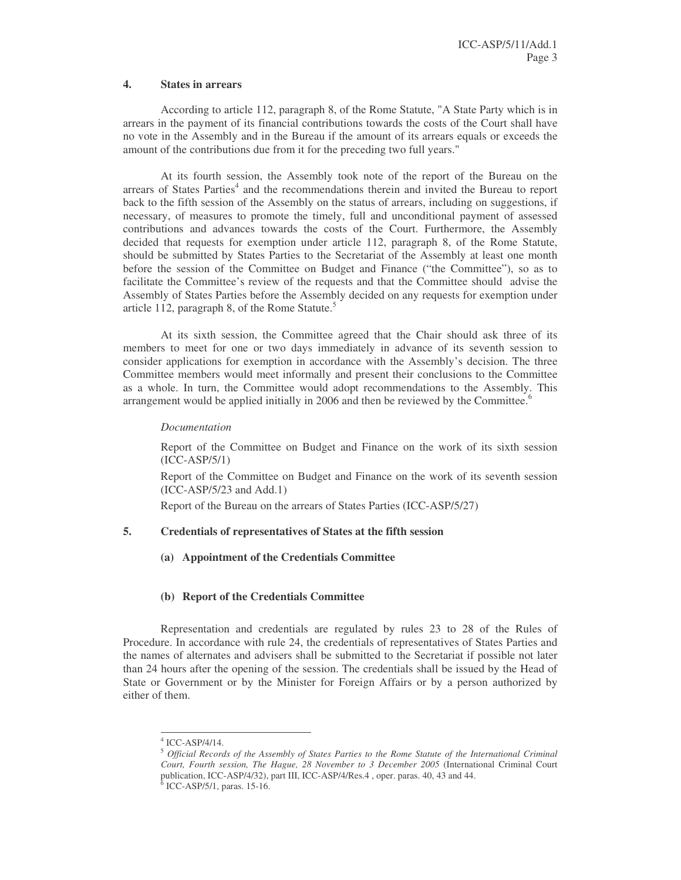## 4. States in arrears

According to article 112, paragraph 8, of the Rome Statute, "A State Party which is in arrears in the payment of its financial contributions towards the costs of the Court shall have no vote in the Assembly and in the Bureau if the amount of its arrears equals or exceeds the amount of the contributions due from it for the preceding two full years."

At its fourth session, the Assembly took note of the report of the Bureau on the arrears of States Parties[4] and the recommendations therein and invited the Bureau to report back to the fifth session of the Assembly on the status of arrears, including on suggestions, if necessary, of measures to promote the timely, full and unconditional payment of assessed contributions and advances towards the costs of the Court. Furthermore, the Assembly decided that requests for exemption under article 112, paragraph 8, of the Rome Statute, should be submitted by States Parties to the Secretariat of the Assembly at least one month before the session of the Committee on Budget and Finance ("the Committee"), so as to facilitate the Committee's review of the requests and that the Committee should advise the Assembly of States Parties before the Assembly decided on any requests for exemption under article 112, paragraph 8, of the Rome Statute.[5]

At its sixth session, the Committee agreed that the Chair should ask three of its members to meet for one or two days immediately in advance of its seventh session to consider applications for exemption in accordance with the Assembly's decision. The three Committee members would meet informally and present their conclusions to the Committee as a whole. In turn, the Committee would adopt recommendations to the Assembly. This arrangement would be applied initially in 2006 and then be reviewed by the Committee.[6]

*Documentation*

Report of the Committee on Budget and Finance on the work of its sixth session (ICC-ASP/5/1)

Report of the Committee on Budget and Finance on the work of its seventh session (ICC-ASP/5/23 and Add.1)

Report of the Bureau on the arrears of States Parties (ICC-ASP/5/27)

## 5. Credentials of representatives of States at the fifth session

### (a) Appointment of the Credentials Committee

### (b) Report of the Credentials Committee

Representation and credentials are regulated by rules 23 to 28 of the Rules of Procedure. In accordance with rule 24, the credentials of representatives of States Parties and the names of alternates and advisers shall be submitted to the Secretariat if possible not later than 24 hours after the opening of the session. The credentials shall be issued by the Head of State or Government or by the Minister for Foreign Affairs or by a person authorized by either of them.

---

[4] ICC-ASP/4/14.

[5] *Official Records of the Assembly of States Parties to the Rome Statute of the International Criminal Court, Fourth session, The Hague, 28 November to 3 December 2005* (International Criminal Court publication, ICC-ASP/4/32), part III, ICC-ASP/4/Res.4 , oper. paras. 40, 43 and 44.

[6] ICC-ASP/5/1, paras. 15-16.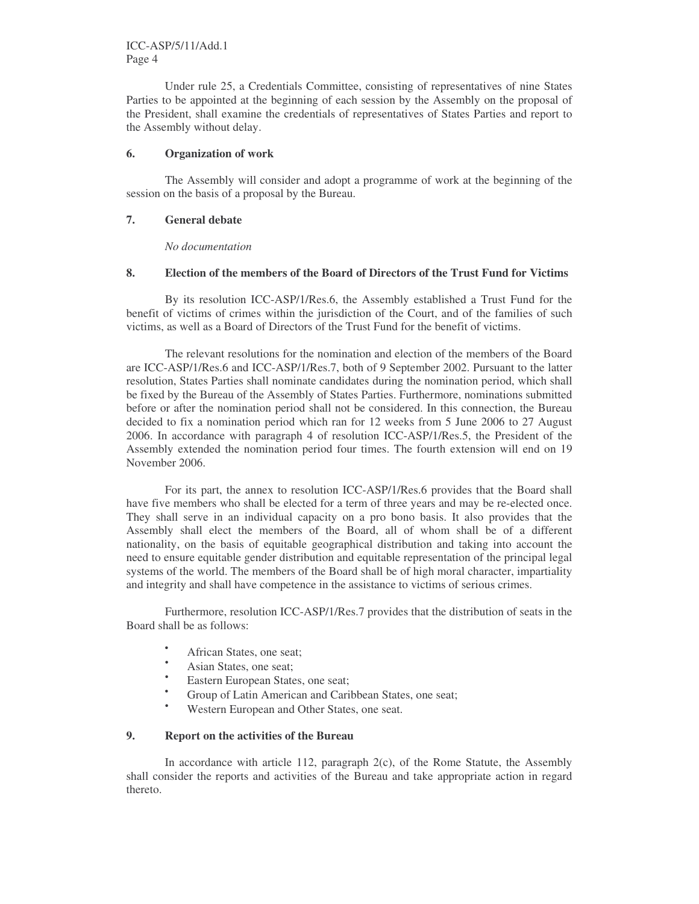Under rule 25, a Credentials Committee, consisting of representatives of nine States Parties to be appointed at the beginning of each session by the Assembly on the proposal of the President, shall examine the credentials of representatives of States Parties and report to the Assembly without delay.

## 6. Organization of work

The Assembly will consider and adopt a programme of work at the beginning of the session on the basis of a proposal by the Bureau.

## 7. General debate

*No documentation*

## 8. Election of the members of the Board of Directors of the Trust Fund for Victims

By its resolution ICC-ASP/1/Res.6, the Assembly established a Trust Fund for the benefit of victims of crimes within the jurisdiction of the Court, and of the families of such victims, as well as a Board of Directors of the Trust Fund for the benefit of victims.

The relevant resolutions for the nomination and election of the members of the Board are ICC-ASP/1/Res.6 and ICC-ASP/1/Res.7, both of 9 September 2002. Pursuant to the latter resolution, States Parties shall nominate candidates during the nomination period, which shall be fixed by the Bureau of the Assembly of States Parties. Furthermore, nominations submitted before or after the nomination period shall not be considered. In this connection, the Bureau decided to fix a nomination period which ran for 12 weeks from 5 June 2006 to 27 August 2006. In accordance with paragraph 4 of resolution ICC-ASP/1/Res.5, the President of the Assembly extended the nomination period four times. The fourth extension will end on 19 November 2006.

For its part, the annex to resolution ICC-ASP/1/Res.6 provides that the Board shall have five members who shall be elected for a term of three years and may be re-elected once. They shall serve in an individual capacity on a pro bono basis. It also provides that the Assembly shall elect the members of the Board, all of whom shall be of a different nationality, on the basis of equitable geographical distribution and taking into account the need to ensure equitable gender distribution and equitable representation of the principal legal systems of the world. The members of the Board shall be of high moral character, impartiality and integrity and shall have competence in the assistance to victims of serious crimes.

Furthermore, resolution ICC-ASP/1/Res.7 provides that the distribution of seats in the Board shall be as follows:

- African States, one seat;
- Asian States, one seat;
- Eastern European States, one seat;
- Group of Latin American and Caribbean States, one seat;
- Western European and Other States, one seat.

## 9. Report on the activities of the Bureau

In accordance with article 112, paragraph 2(c), of the Rome Statute, the Assembly shall consider the reports and activities of the Bureau and take appropriate action in regard thereto.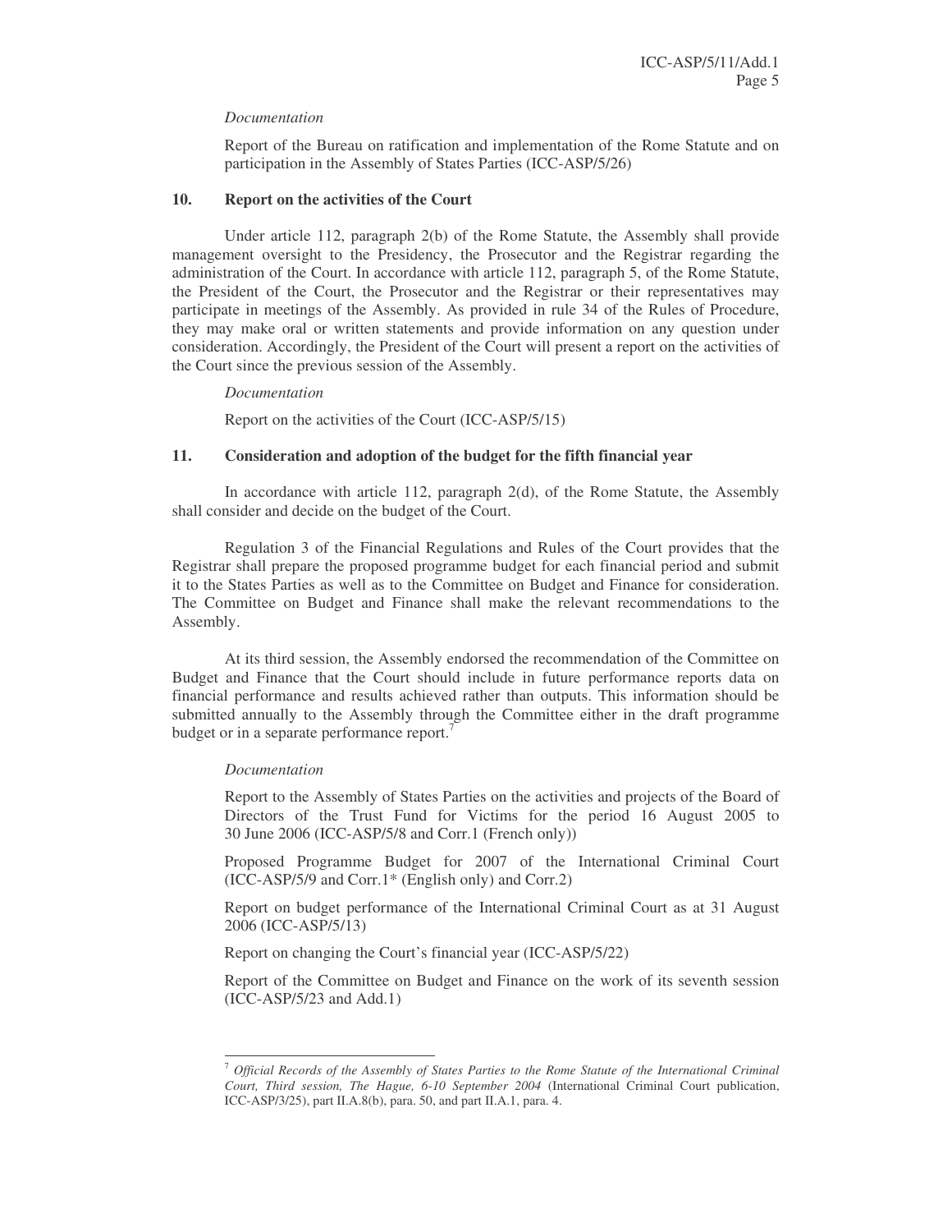*Documentation*

Report of the Bureau on ratification and implementation of the Rome Statute and on participation in the Assembly of States Parties (ICC-ASP/5/26)

### 10. Report on the activities of the Court

Under article 112, paragraph 2(b) of the Rome Statute, the Assembly shall provide management oversight to the Presidency, the Prosecutor and the Registrar regarding the administration of the Court. In accordance with article 112, paragraph 5, of the Rome Statute, the President of the Court, the Prosecutor and the Registrar or their representatives may participate in meetings of the Assembly. As provided in rule 34 of the Rules of Procedure, they may make oral or written statements and provide information on any question under consideration. Accordingly, the President of the Court will present a report on the activities of the Court since the previous session of the Assembly.

*Documentation*

Report on the activities of the Court (ICC-ASP/5/15)

### 11. Consideration and adoption of the budget for the fifth financial year

In accordance with article 112, paragraph 2(d), of the Rome Statute, the Assembly shall consider and decide on the budget of the Court.

Regulation 3 of the Financial Regulations and Rules of the Court provides that the Registrar shall prepare the proposed programme budget for each financial period and submit it to the States Parties as well as to the Committee on Budget and Finance for consideration. The Committee on Budget and Finance shall make the relevant recommendations to the Assembly.

At its third session, the Assembly endorsed the recommendation of the Committee on Budget and Finance that the Court should include in future performance reports data on financial performance and results achieved rather than outputs. This information should be submitted annually to the Assembly through the Committee either in the draft programme budget or in a separate performance report.[7]

*Documentation*

Report to the Assembly of States Parties on the activities and projects of the Board of Directors of the Trust Fund for Victims for the period 16 August 2005 to 30 June 2006 (ICC-ASP/5/8 and Corr.1 (French only))

Proposed Programme Budget for 2007 of the International Criminal Court (ICC-ASP/5/9 and Corr.1* (English only) and Corr.2)

Report on budget performance of the International Criminal Court as at 31 August 2006 (ICC-ASP/5/13)

Report on changing the Court's financial year (ICC-ASP/5/22)

Report of the Committee on Budget and Finance on the work of its seventh session (ICC-ASP/5/23 and Add.1)

---

[7] *Official Records of the Assembly of States Parties to the Rome Statute of the International Criminal Court, Third session, The Hague, 6-10 September 2004* (International Criminal Court publication, ICC-ASP/3/25), part II.A.8(b), para. 50, and part II.A.1, para. 4.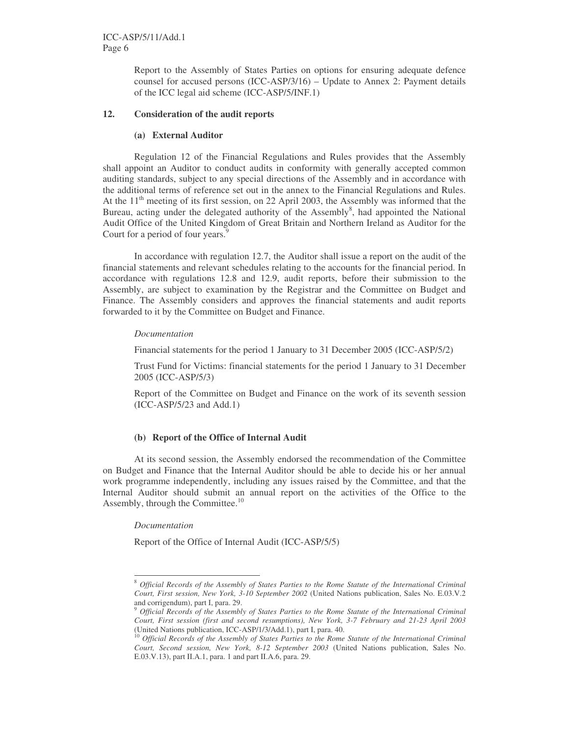Report to the Assembly of States Parties on options for ensuring adequate defence counsel for accused persons (ICC-ASP/3/16) – Update to Annex 2: Payment details of the ICC legal aid scheme (ICC-ASP/5/INF.1)

## 12. Consideration of the audit reports

### (a) External Auditor

Regulation 12 of the Financial Regulations and Rules provides that the Assembly shall appoint an Auditor to conduct audits in conformity with generally accepted common auditing standards, subject to any special directions of the Assembly and in accordance with the additional terms of reference set out in the annex to the Financial Regulations and Rules. At the 11th meeting of its first session, on 22 April 2003, the Assembly was informed that the Bureau, acting under the delegated authority of the Assembly[8], had appointed the National Audit Office of the United Kingdom of Great Britain and Northern Ireland as Auditor for the Court for a period of four years.[9]

In accordance with regulation 12.7, the Auditor shall issue a report on the audit of the financial statements and relevant schedules relating to the accounts for the financial period. In accordance with regulations 12.8 and 12.9, audit reports, before their submission to the Assembly, are subject to examination by the Registrar and the Committee on Budget and Finance. The Assembly considers and approves the financial statements and audit reports forwarded to it by the Committee on Budget and Finance.

*Documentation*

Financial statements for the period 1 January to 31 December 2005 (ICC-ASP/5/2)

Trust Fund for Victims: financial statements for the period 1 January to 31 December 2005 (ICC-ASP/5/3)

Report of the Committee on Budget and Finance on the work of its seventh session (ICC-ASP/5/23 and Add.1)

### (b) Report of the Office of Internal Audit

At its second session, the Assembly endorsed the recommendation of the Committee on Budget and Finance that the Internal Auditor should be able to decide his or her annual work programme independently, including any issues raised by the Committee, and that the Internal Auditor should submit an annual report on the activities of the Office to the Assembly, through the Committee.[10]

*Documentation*

Report of the Office of Internal Audit (ICC-ASP/5/5)

---

[8] *Official Records of the Assembly of States Parties to the Rome Statute of the International Criminal Court, First session, New York, 3-10 September 2002* (United Nations publication, Sales No. E.03.V.2 and corrigendum), part I, para. 29.

[9] *Official Records of the Assembly of States Parties to the Rome Statute of the International Criminal Court, First session (first and second resumptions), New York, 3-7 February and 21-23 April 2003* (United Nations publication, ICC-ASP/1/3/Add.1), part I, para. 40.

[10] *Official Records of the Assembly of States Parties to the Rome Statute of the International Criminal Court, Second session, New York, 8-12 September 2003* (United Nations publication, Sales No. E.03.V.13), part II.A.1, para. 1 and part II.A.6, para. 29.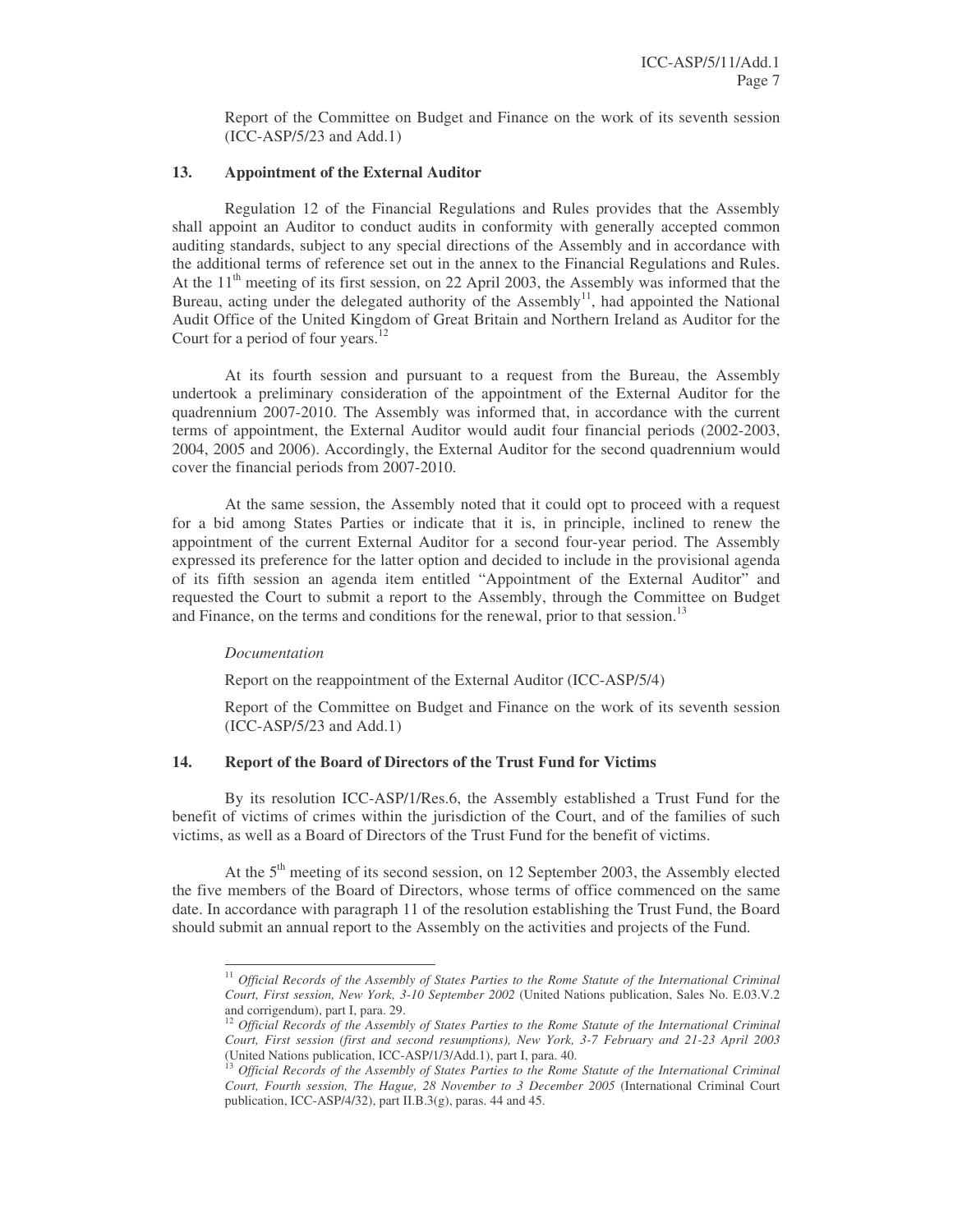Report of the Committee on Budget and Finance on the work of its seventh session (ICC-ASP/5/23 and Add.1)

### 13. Appointment of the External Auditor

Regulation 12 of the Financial Regulations and Rules provides that the Assembly shall appoint an Auditor to conduct audits in conformity with generally accepted common auditing standards, subject to any special directions of the Assembly and in accordance with the additional terms of reference set out in the annex to the Financial Regulations and Rules. At the 11th meeting of its first session, on 22 April 2003, the Assembly was informed that the Bureau, acting under the delegated authority of the Assembly[11], had appointed the National Audit Office of the United Kingdom of Great Britain and Northern Ireland as Auditor for the Court for a period of four years.[12]

At its fourth session and pursuant to a request from the Bureau, the Assembly undertook a preliminary consideration of the appointment of the External Auditor for the quadrennium 2007-2010. The Assembly was informed that, in accordance with the current terms of appointment, the External Auditor would audit four financial periods (2002-2003, 2004, 2005 and 2006). Accordingly, the External Auditor for the second quadrennium would cover the financial periods from 2007-2010.

At the same session, the Assembly noted that it could opt to proceed with a request for a bid among States Parties or indicate that it is, in principle, inclined to renew the appointment of the current External Auditor for a second four-year period. The Assembly expressed its preference for the latter option and decided to include in the provisional agenda of its fifth session an agenda item entitled "Appointment of the External Auditor" and requested the Court to submit a report to the Assembly, through the Committee on Budget and Finance, on the terms and conditions for the renewal, prior to that session.[13]

*Documentation*

Report on the reappointment of the External Auditor (ICC-ASP/5/4)

Report of the Committee on Budget and Finance on the work of its seventh session (ICC-ASP/5/23 and Add.1)

### 14. Report of the Board of Directors of the Trust Fund for Victims

By its resolution ICC-ASP/1/Res.6, the Assembly established a Trust Fund for the benefit of victims of crimes within the jurisdiction of the Court, and of the families of such victims, as well as a Board of Directors of the Trust Fund for the benefit of victims.

At the 5th meeting of its second session, on 12 September 2003, the Assembly elected the five members of the Board of Directors, whose terms of office commenced on the same date. In accordance with paragraph 11 of the resolution establishing the Trust Fund, the Board should submit an annual report to the Assembly on the activities and projects of the Fund.

---

[11] *Official Records of the Assembly of States Parties to the Rome Statute of the International Criminal Court, First session, New York, 3-10 September 2002* (United Nations publication, Sales No. E.03.V.2 and corrigendum), part I, para. 29.

[12] *Official Records of the Assembly of States Parties to the Rome Statute of the International Criminal Court, First session (first and second resumptions), New York, 3-7 February and 21-23 April 2003* (United Nations publication, ICC-ASP/1/3/Add.1), part I, para. 40.

[13] *Official Records of the Assembly of States Parties to the Rome Statute of the International Criminal Court, Fourth session, The Hague, 28 November to 3 December 2005* (International Criminal Court publication, ICC-ASP/4/32), part II.B.3(g), paras. 44 and 45.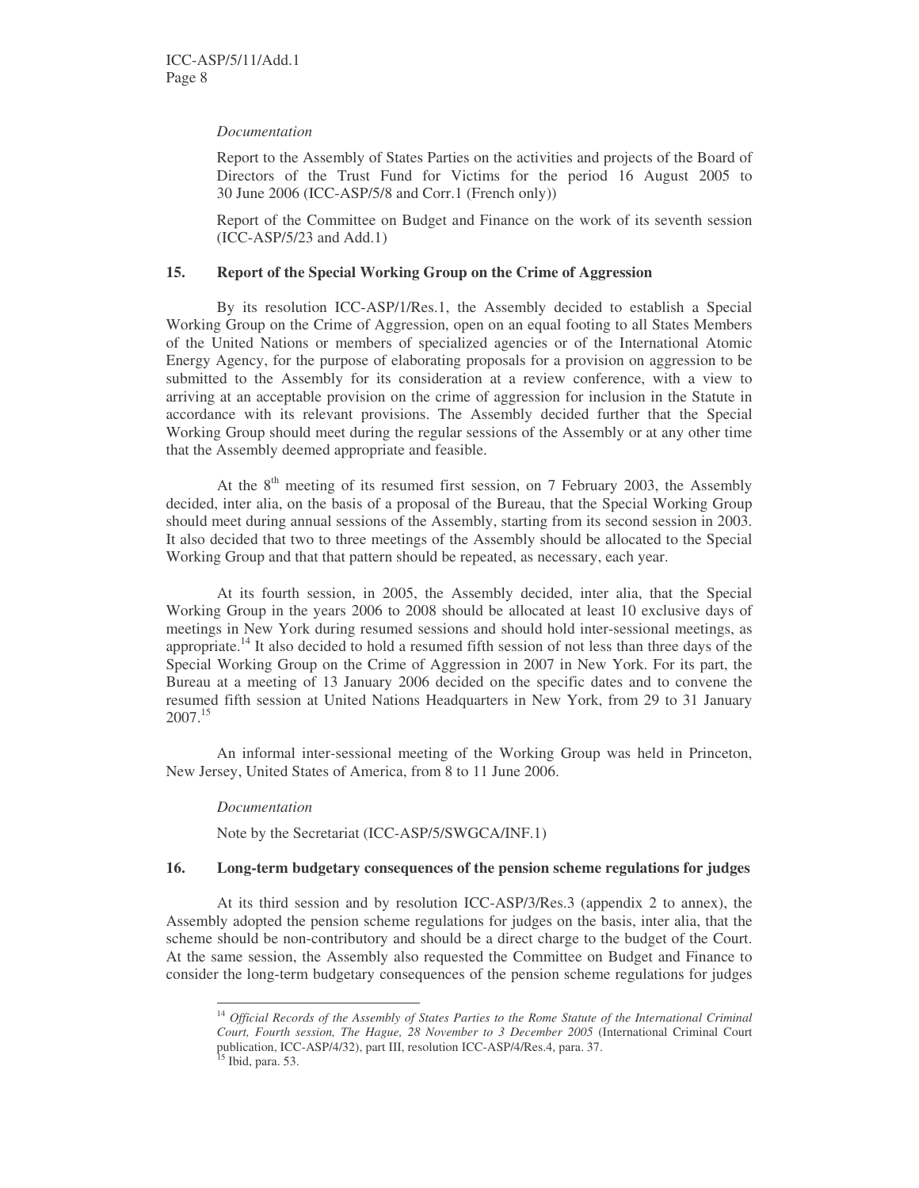*Documentation*

Report to the Assembly of States Parties on the activities and projects of the Board of Directors of the Trust Fund for Victims for the period 16 August 2005 to 30 June 2006 (ICC-ASP/5/8 and Corr.1 (French only))

Report of the Committee on Budget and Finance on the work of its seventh session (ICC-ASP/5/23 and Add.1)

## 15. Report of the Special Working Group on the Crime of Aggression

By its resolution ICC-ASP/1/Res.1, the Assembly decided to establish a Special Working Group on the Crime of Aggression, open on an equal footing to all States Members of the United Nations or members of specialized agencies or of the International Atomic Energy Agency, for the purpose of elaborating proposals for a provision on aggression to be submitted to the Assembly for its consideration at a review conference, with a view to arriving at an acceptable provision on the crime of aggression for inclusion in the Statute in accordance with its relevant provisions. The Assembly decided further that the Special Working Group should meet during the regular sessions of the Assembly or at any other time that the Assembly deemed appropriate and feasible.

At the 8th meeting of its resumed first session, on 7 February 2003, the Assembly decided, inter alia, on the basis of a proposal of the Bureau, that the Special Working Group should meet during annual sessions of the Assembly, starting from its second session in 2003. It also decided that two to three meetings of the Assembly should be allocated to the Special Working Group and that that pattern should be repeated, as necessary, each year.

At its fourth session, in 2005, the Assembly decided, inter alia, that the Special Working Group in the years 2006 to 2008 should be allocated at least 10 exclusive days of meetings in New York during resumed sessions and should hold inter-sessional meetings, as appropriate.[14] It also decided to hold a resumed fifth session of not less than three days of the Special Working Group on the Crime of Aggression in 2007 in New York. For its part, the Bureau at a meeting of 13 January 2006 decided on the specific dates and to convene the resumed fifth session at United Nations Headquarters in New York, from 29 to 31 January 2007.[15]

An informal inter-sessional meeting of the Working Group was held in Princeton, New Jersey, United States of America, from 8 to 11 June 2006.

*Documentation*

Note by the Secretariat (ICC-ASP/5/SWGCA/INF.1)

## 16. Long-term budgetary consequences of the pension scheme regulations for judges

At its third session and by resolution ICC-ASP/3/Res.3 (appendix 2 to annex), the Assembly adopted the pension scheme regulations for judges on the basis, inter alia, that the scheme should be non-contributory and should be a direct charge to the budget of the Court. At the same session, the Assembly also requested the Committee on Budget and Finance to consider the long-term budgetary consequences of the pension scheme regulations for judges

---

[14] *Official Records of the Assembly of States Parties to the Rome Statute of the International Criminal Court, Fourth session, The Hague, 28 November to 3 December 2005* (International Criminal Court publication, ICC-ASP/4/32), part III, resolution ICC-ASP/4/Res.4, para. 37.

[15] Ibid, para. 53.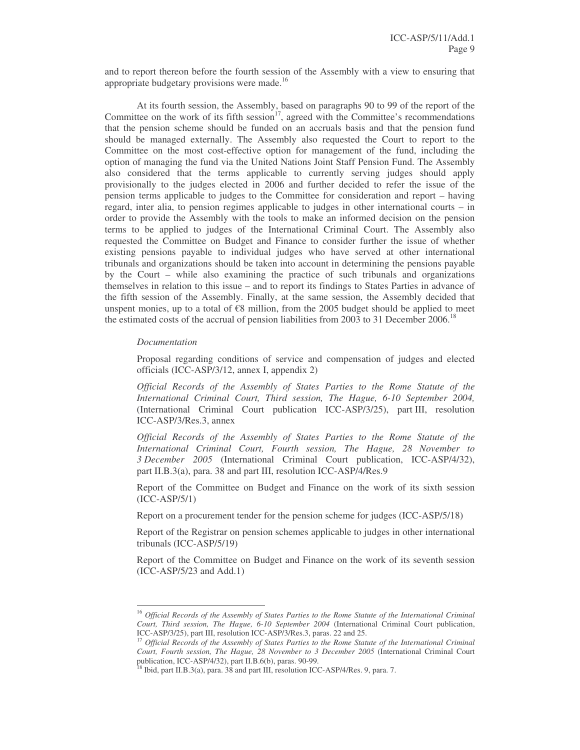and to report thereon before the fourth session of the Assembly with a view to ensuring that appropriate budgetary provisions were made.[16]

At its fourth session, the Assembly, based on paragraphs 90 to 99 of the report of the Committee on the work of its fifth session[17], agreed with the Committee's recommendations that the pension scheme should be funded on an accruals basis and that the pension fund should be managed externally. The Assembly also requested the Court to report to the Committee on the most cost-effective option for management of the fund, including the option of managing the fund via the United Nations Joint Staff Pension Fund. The Assembly also considered that the terms applicable to currently serving judges should apply provisionally to the judges elected in 2006 and further decided to refer the issue of the pension terms applicable to judges to the Committee for consideration and report – having regard, inter alia, to pension regimes applicable to judges in other international courts – in order to provide the Assembly with the tools to make an informed decision on the pension terms to be applied to judges of the International Criminal Court. The Assembly also requested the Committee on Budget and Finance to consider further the issue of whether existing pensions payable to individual judges who have served at other international tribunals and organizations should be taken into account in determining the pensions payable by the Court – while also examining the practice of such tribunals and organizations themselves in relation to this issue – and to report its findings to States Parties in advance of the fifth session of the Assembly. Finally, at the same session, the Assembly decided that unspent monies, up to a total of €8 million, from the 2005 budget should be applied to meet the estimated costs of the accrual of pension liabilities from 2003 to 31 December 2006.[18]

*Documentation*

Proposal regarding conditions of service and compensation of judges and elected officials (ICC-ASP/3/12, annex I, appendix 2)

*Official Records of the Assembly of States Parties to the Rome Statute of the International Criminal Court, Third session, The Hague, 6-10 September 2004,* (International Criminal Court publication ICC-ASP/3/25), part III, resolution ICC-ASP/3/Res.3, annex

*Official Records of the Assembly of States Parties to the Rome Statute of the International Criminal Court, Fourth session, The Hague, 28 November to 3 December 2005* (International Criminal Court publication, ICC-ASP/4/32), part II.B.3(a), para. 38 and part III, resolution ICC-ASP/4/Res.9

Report of the Committee on Budget and Finance on the work of its sixth session (ICC-ASP/5/1)

Report on a procurement tender for the pension scheme for judges (ICC-ASP/5/18)

Report of the Registrar on pension schemes applicable to judges in other international tribunals (ICC-ASP/5/19)

Report of the Committee on Budget and Finance on the work of its seventh session (ICC-ASP/5/23 and Add.1)

---

[16] *Official Records of the Assembly of States Parties to the Rome Statute of the International Criminal Court, Third session, The Hague, 6-10 September 2004* (International Criminal Court publication, ICC-ASP/3/25), part III, resolution ICC-ASP/3/Res.3, paras. 22 and 25.

[17] *Official Records of the Assembly of States Parties to the Rome Statute of the International Criminal Court, Fourth session, The Hague, 28 November to 3 December 2005* (International Criminal Court publication, ICC-ASP/4/32), part II.B.6(b), paras. 90-99.

[18] Ibid, part II.B.3(a), para. 38 and part III, resolution ICC-ASP/4/Res. 9, para. 7.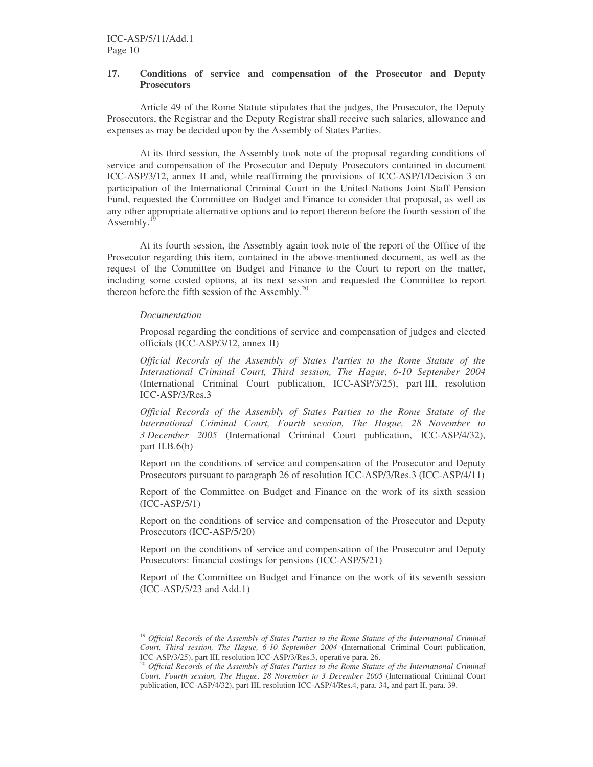## 17. Conditions of service and compensation of the Prosecutor and Deputy Prosecutors

Article 49 of the Rome Statute stipulates that the judges, the Prosecutor, the Deputy Prosecutors, the Registrar and the Deputy Registrar shall receive such salaries, allowance and expenses as may be decided upon by the Assembly of States Parties.

At its third session, the Assembly took note of the proposal regarding conditions of service and compensation of the Prosecutor and Deputy Prosecutors contained in document ICC-ASP/3/12, annex II and, while reaffirming the provisions of ICC-ASP/1/Decision 3 on participation of the International Criminal Court in the United Nations Joint Staff Pension Fund, requested the Committee on Budget and Finance to consider that proposal, as well as any other appropriate alternative options and to report thereon before the fourth session of the Assembly.[19]

At its fourth session, the Assembly again took note of the report of the Office of the Prosecutor regarding this item, contained in the above-mentioned document, as well as the request of the Committee on Budget and Finance to the Court to report on the matter, including some costed options, at its next session and requested the Committee to report thereon before the fifth session of the Assembly.[20]

*Documentation*

Proposal regarding the conditions of service and compensation of judges and elected officials (ICC-ASP/3/12, annex II)

*Official Records of the Assembly of States Parties to the Rome Statute of the International Criminal Court, Third session, The Hague, 6-10 September 2004* (International Criminal Court publication, ICC-ASP/3/25), part III, resolution ICC-ASP/3/Res.3

*Official Records of the Assembly of States Parties to the Rome Statute of the International Criminal Court, Fourth session, The Hague, 28 November to 3 December 2005* (International Criminal Court publication, ICC-ASP/4/32), part II.B.6(b)

Report on the conditions of service and compensation of the Prosecutor and Deputy Prosecutors pursuant to paragraph 26 of resolution ICC-ASP/3/Res.3 (ICC-ASP/4/11)

Report of the Committee on Budget and Finance on the work of its sixth session (ICC-ASP/5/1)

Report on the conditions of service and compensation of the Prosecutor and Deputy Prosecutors (ICC-ASP/5/20)

Report on the conditions of service and compensation of the Prosecutor and Deputy Prosecutors: financial costings for pensions (ICC-ASP/5/21)

Report of the Committee on Budget and Finance on the work of its seventh session (ICC-ASP/5/23 and Add.1)

---

[19] *Official Records of the Assembly of States Parties to the Rome Statute of the International Criminal Court, Third session, The Hague, 6-10 September 2004* (International Criminal Court publication, ICC-ASP/3/25), part III, resolution ICC-ASP/3/Res.3, operative para. 26.

[20] *Official Records of the Assembly of States Parties to the Rome Statute of the International Criminal Court, Fourth session, The Hague, 28 November to 3 December 2005* (International Criminal Court publication, ICC-ASP/4/32), part III, resolution ICC-ASP/4/Res.4, para. 34, and part II, para. 39.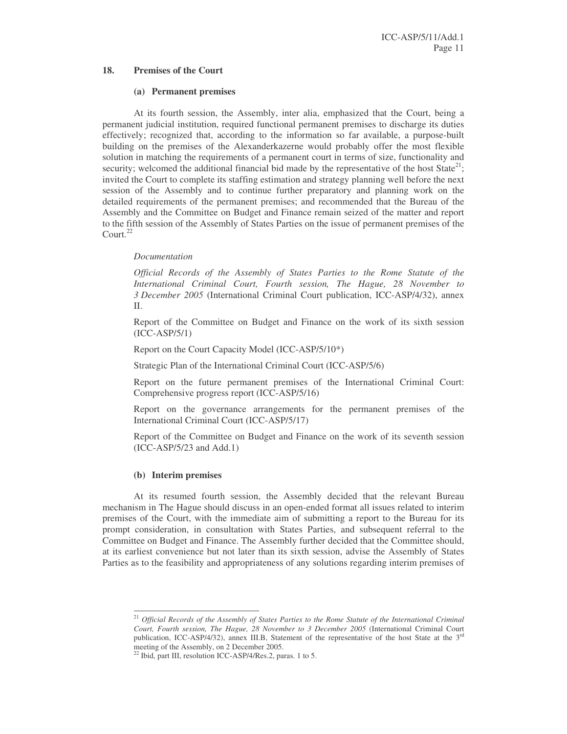## 18. Premises of the Court

### (a) Permanent premises

At its fourth session, the Assembly, inter alia, emphasized that the Court, being a permanent judicial institution, required functional permanent premises to discharge its duties effectively; recognized that, according to the information so far available, a purpose-built building on the premises of the Alexanderkazerne would probably offer the most flexible solution in matching the requirements of a permanent court in terms of size, functionality and security; welcomed the additional financial bid made by the representative of the host State[21]; invited the Court to complete its staffing estimation and strategy planning well before the next session of the Assembly and to continue further preparatory and planning work on the detailed requirements of the permanent premises; and recommended that the Bureau of the Assembly and the Committee on Budget and Finance remain seized of the matter and report to the fifth session of the Assembly of States Parties on the issue of permanent premises of the Court.[22]

*Documentation*

*Official Records of the Assembly of States Parties to the Rome Statute of the International Criminal Court, Fourth session, The Hague, 28 November to 3 December 2005* (International Criminal Court publication, ICC-ASP/4/32), annex II.

Report of the Committee on Budget and Finance on the work of its sixth session (ICC-ASP/5/1)

Report on the Court Capacity Model (ICC-ASP/5/10*)

Strategic Plan of the International Criminal Court (ICC-ASP/5/6)

Report on the future permanent premises of the International Criminal Court: Comprehensive progress report (ICC-ASP/5/16)

Report on the governance arrangements for the permanent premises of the International Criminal Court (ICC-ASP/5/17)

Report of the Committee on Budget and Finance on the work of its seventh session (ICC-ASP/5/23 and Add.1)

### (b) Interim premises

At its resumed fourth session, the Assembly decided that the relevant Bureau mechanism in The Hague should discuss in an open-ended format all issues related to interim premises of the Court, with the immediate aim of submitting a report to the Bureau for its prompt consideration, in consultation with States Parties, and subsequent referral to the Committee on Budget and Finance. The Assembly further decided that the Committee should, at its earliest convenience but not later than its sixth session, advise the Assembly of States Parties as to the feasibility and appropriateness of any solutions regarding interim premises of

---

[21] *Official Records of the Assembly of States Parties to the Rome Statute of the International Criminal Court, Fourth session, The Hague, 28 November to 3 December 2005* (International Criminal Court publication, ICC-ASP/4/32), annex III.B, Statement of the representative of the host State at the 3rd meeting of the Assembly, on 2 December 2005.

[22] Ibid, part III, resolution ICC-ASP/4/Res.2, paras. 1 to 5.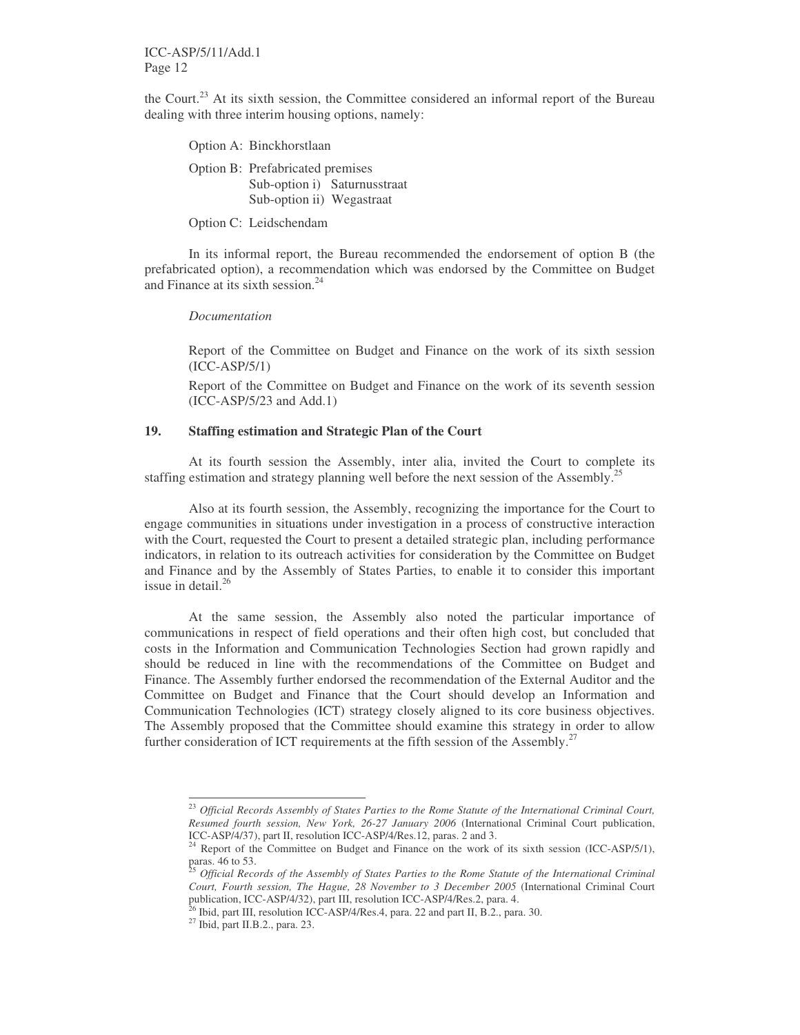the Court.[23] At its sixth session, the Committee considered an informal report of the Bureau dealing with three interim housing options, namely:

Option A: Binckhorstlaan

Option B: Prefabricated premises
Sub-option i) Saturnusstraat
Sub-option ii) Wegastraat

Option C: Leidschendam

In its informal report, the Bureau recommended the endorsement of option B (the prefabricated option), a recommendation which was endorsed by the Committee on Budget and Finance at its sixth session.[24]

*Documentation*

Report of the Committee on Budget and Finance on the work of its sixth session (ICC-ASP/5/1)

Report of the Committee on Budget and Finance on the work of its seventh session (ICC-ASP/5/23 and Add.1)

### 19. Staffing estimation and Strategic Plan of the Court

At its fourth session the Assembly, inter alia, invited the Court to complete its staffing estimation and strategy planning well before the next session of the Assembly.[25]

Also at its fourth session, the Assembly, recognizing the importance for the Court to engage communities in situations under investigation in a process of constructive interaction with the Court, requested the Court to present a detailed strategic plan, including performance indicators, in relation to its outreach activities for consideration by the Committee on Budget and Finance and by the Assembly of States Parties, to enable it to consider this important issue in detail.[26]

At the same session, the Assembly also noted the particular importance of communications in respect of field operations and their often high cost, but concluded that costs in the Information and Communication Technologies Section had grown rapidly and should be reduced in line with the recommendations of the Committee on Budget and Finance. The Assembly further endorsed the recommendation of the External Auditor and the Committee on Budget and Finance that the Court should develop an Information and Communication Technologies (ICT) strategy closely aligned to its core business objectives. The Assembly proposed that the Committee should examine this strategy in order to allow further consideration of ICT requirements at the fifth session of the Assembly.[27]

---

[23] *Official Records Assembly of States Parties to the Rome Statute of the International Criminal Court, Resumed fourth session, New York, 26-27 January 2006* (International Criminal Court publication, ICC-ASP/4/37), part II, resolution ICC-ASP/4/Res.12, paras. 2 and 3.

[24] Report of the Committee on Budget and Finance on the work of its sixth session (ICC-ASP/5/1), paras. 46 to 53.

[25] *Official Records of the Assembly of States Parties to the Rome Statute of the International Criminal Court, Fourth session, The Hague, 28 November to 3 December 2005* (International Criminal Court publication, ICC-ASP/4/32), part III, resolution ICC-ASP/4/Res.2, para. 4.

[26] Ibid, part III, resolution ICC-ASP/4/Res.4, para. 22 and part II, B.2., para. 30.

[27] Ibid, part II.B.2., para. 23.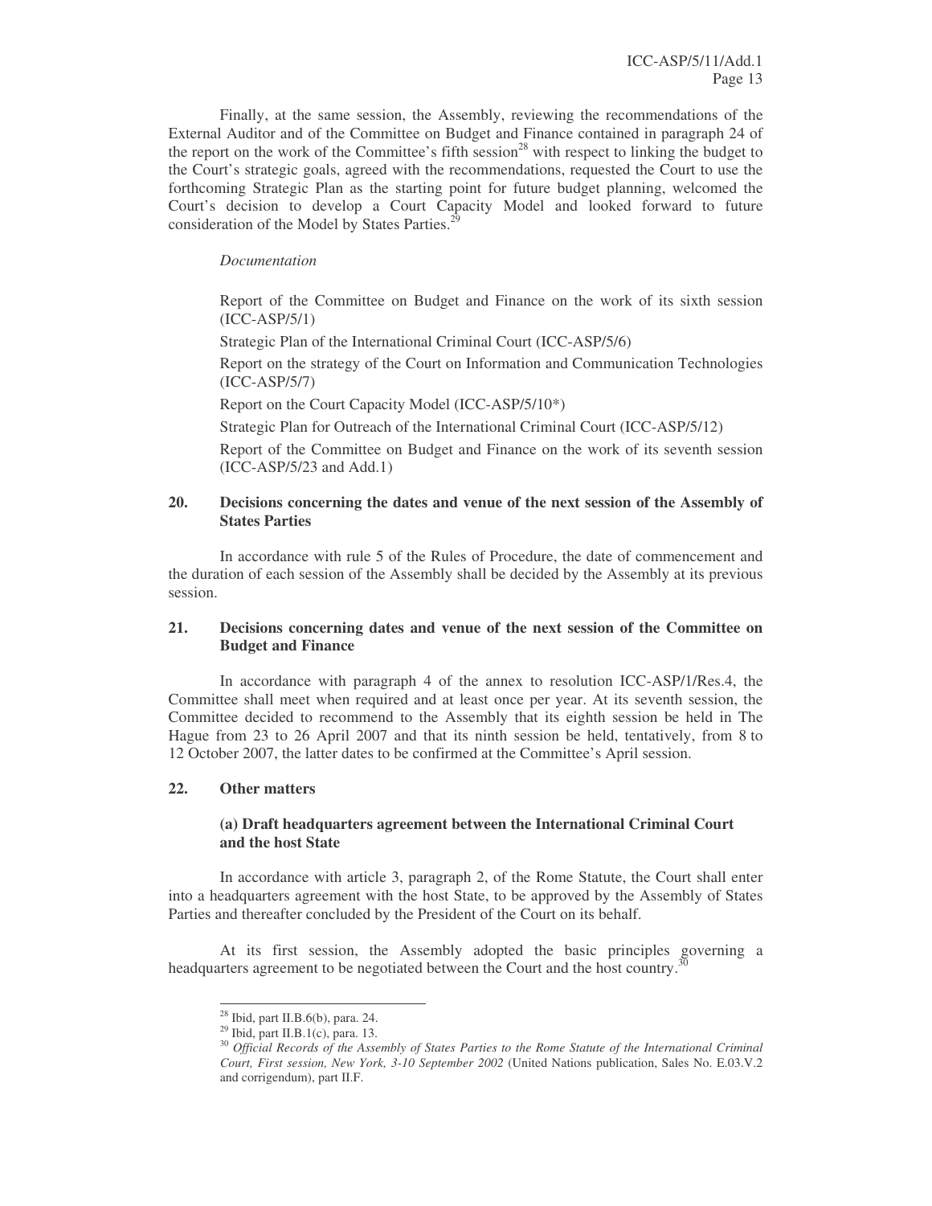Finally, at the same session, the Assembly, reviewing the recommendations of the External Auditor and of the Committee on Budget and Finance contained in paragraph 24 of the report on the work of the Committee's fifth session[28] with respect to linking the budget to the Court's strategic goals, agreed with the recommendations, requested the Court to use the forthcoming Strategic Plan as the starting point for future budget planning, welcomed the Court's decision to develop a Court Capacity Model and looked forward to future consideration of the Model by States Parties.[29]

*Documentation*

Report of the Committee on Budget and Finance on the work of its sixth session (ICC-ASP/5/1)

Strategic Plan of the International Criminal Court (ICC-ASP/5/6)

Report on the strategy of the Court on Information and Communication Technologies (ICC-ASP/5/7)

Report on the Court Capacity Model (ICC-ASP/5/10*)

Strategic Plan for Outreach of the International Criminal Court (ICC-ASP/5/12)

Report of the Committee on Budget and Finance on the work of its seventh session (ICC-ASP/5/23 and Add.1)

## 20. Decisions concerning the dates and venue of the next session of the Assembly of States Parties

In accordance with rule 5 of the Rules of Procedure, the date of commencement and the duration of each session of the Assembly shall be decided by the Assembly at its previous session.

## 21. Decisions concerning dates and venue of the next session of the Committee on Budget and Finance

In accordance with paragraph 4 of the annex to resolution ICC-ASP/1/Res.4, the Committee shall meet when required and at least once per year. At its seventh session, the Committee decided to recommend to the Assembly that its eighth session be held in The Hague from 23 to 26 April 2007 and that its ninth session be held, tentatively, from 8 to 12 October 2007, the latter dates to be confirmed at the Committee's April session.

## 22. Other matters

### (a) Draft headquarters agreement between the International Criminal Court and the host State

In accordance with article 3, paragraph 2, of the Rome Statute, the Court shall enter into a headquarters agreement with the host State, to be approved by the Assembly of States Parties and thereafter concluded by the President of the Court on its behalf.

At its first session, the Assembly adopted the basic principles governing a headquarters agreement to be negotiated between the Court and the host country.[30]

---

[28] Ibid, part II.B.6(b), para. 24.

[29] Ibid, part II.B.1(c), para. 13.

[30] *Official Records of the Assembly of States Parties to the Rome Statute of the International Criminal Court, First session, New York, 3-10 September 2002* (United Nations publication, Sales No. E.03.V.2 and corrigendum), part II.F.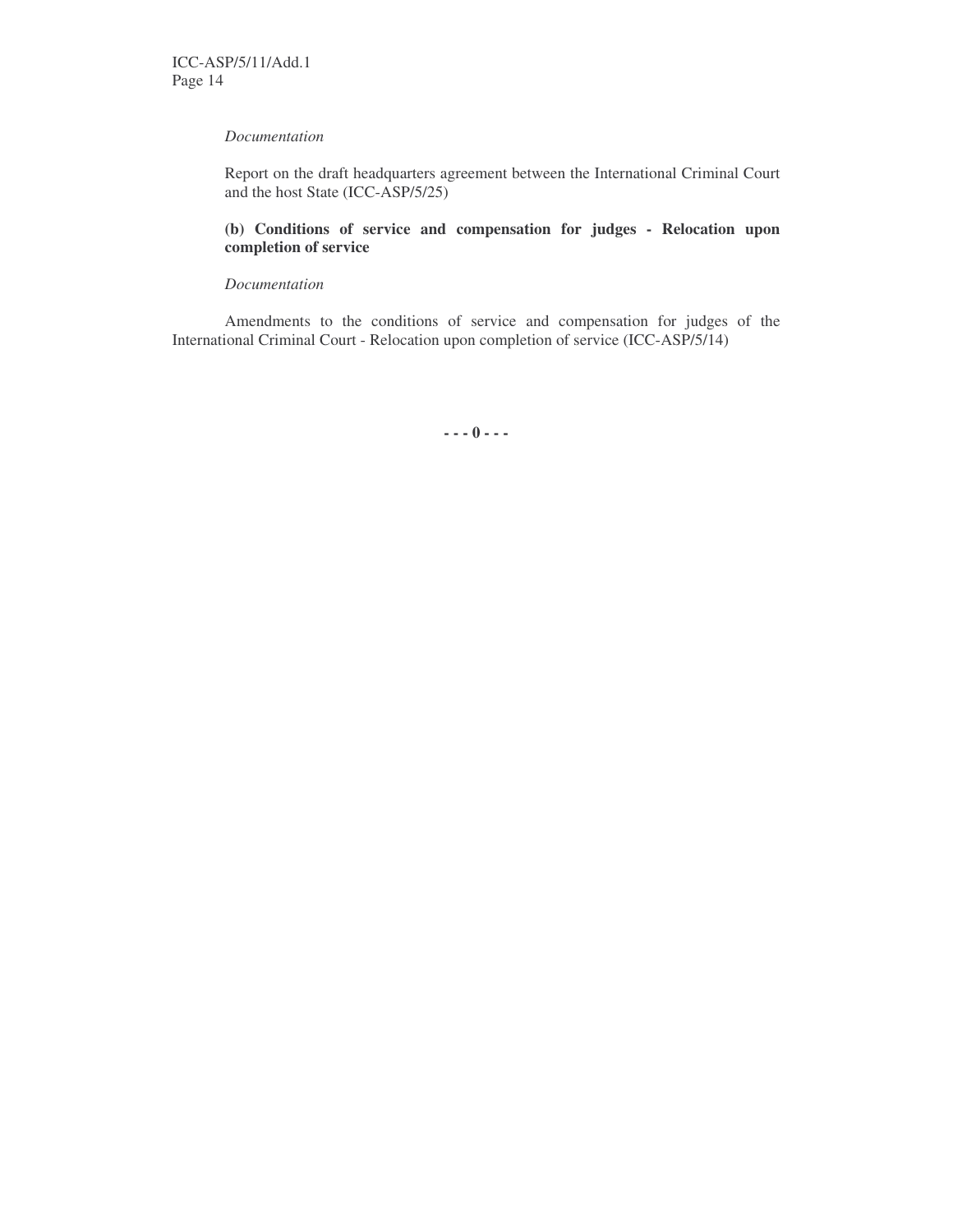*Documentation*

Report on the draft headquarters agreement between the International Criminal Court and the host State (ICC-ASP/5/25)

**(b) Conditions of service and compensation for judges - Relocation upon completion of service**

*Documentation*

Amendments to the conditions of service and compensation for judges of the International Criminal Court - Relocation upon completion of service (ICC-ASP/5/14)

**- - - 0 - - -**